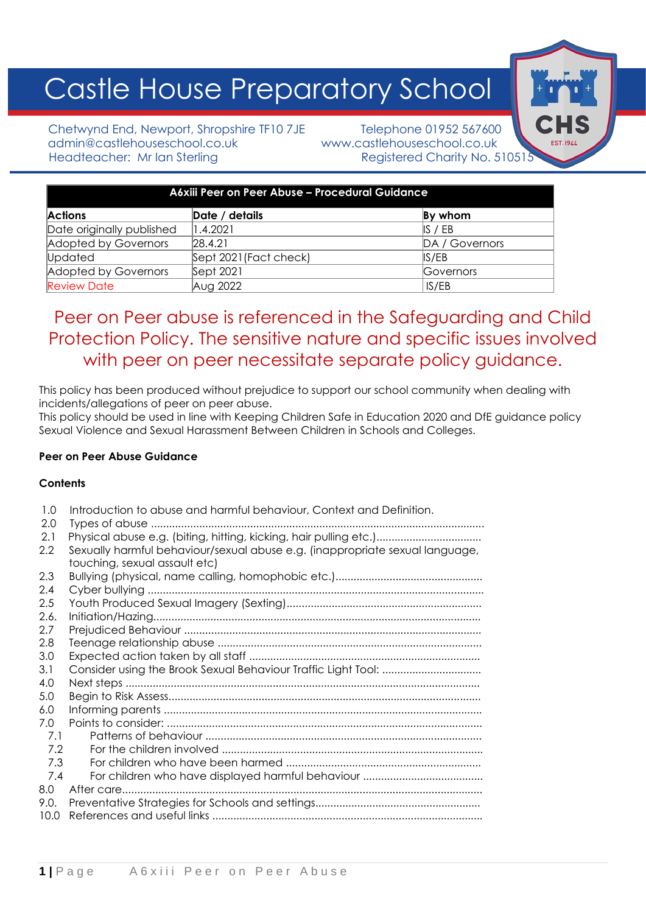# Castle House Preparatory School

Chetwynd End, Newport, Shropshire TF10 7JE
admin@castlehouseschool.co.uk
Headteacher: Mr Ian Sterling

Telephone 01952 567600
www.castlehouseschool.co.uk
Registered Charity No. 510515

| A6xiii Peer on Peer Abuse – Procedural Guidance | | |
|---|---|---|
| **Actions** | **Date / details** | **By whom** |
| Date originally published | 1.4.2021 | IS / EB |
| Adopted by Governors | 28.4.21 | DA / Governors |
| Updated | Sept 2021(Fact check) | IS/EB |
| Adopted by Governors | Sept 2021 | Governors |
| Review Date | Aug 2022 | IS/EB |

## Peer on Peer abuse is referenced in the Safeguarding and Child Protection Policy. The sensitive nature and specific issues involved with peer on peer necessitate separate policy guidance.

This policy has been produced without prejudice to support our school community when dealing with incidents/allegations of peer on peer abuse.
This policy should be used in line with Keeping Children Safe in Education 2020 and DfE guidance policy Sexual Violence and Sexual Harassment Between Children in Schools and Colleges.

**Peer on Peer Abuse Guidance**

**Contents**

1.0 Introduction to abuse and harmful behaviour, Context and Definition.
2.0 Types of abuse
2.1 Physical abuse e.g. (biting, hitting, kicking, hair pulling etc.)
2.2 Sexually harmful behaviour/sexual abuse e.g. (inappropriate sexual language, touching, sexual assault etc)
2.3 Bullying (physical, name calling, homophobic etc.)
2.4 Cyber bullying
2.5 Youth Produced Sexual Imagery (Sexting)
2.6. Initiation/Hazing
2.7 Prejudiced Behaviour
2.8 Teenage relationship abuse
3.0 Expected action taken by all staff
3.1 Consider using the Brook Sexual Behaviour Traffic Light Tool:
4.0 Next steps
5.0 Begin to Risk Assess
6.0 Informing parents
7.0 Points to consider:
  7.1 Patterns of behaviour
  7.2 For the children involved
  7.3 For children who have been harmed
  7.4 For children who have displayed harmful behaviour
8.0 After care
9.0. Preventative Strategies for Schools and settings
10.0 References and useful links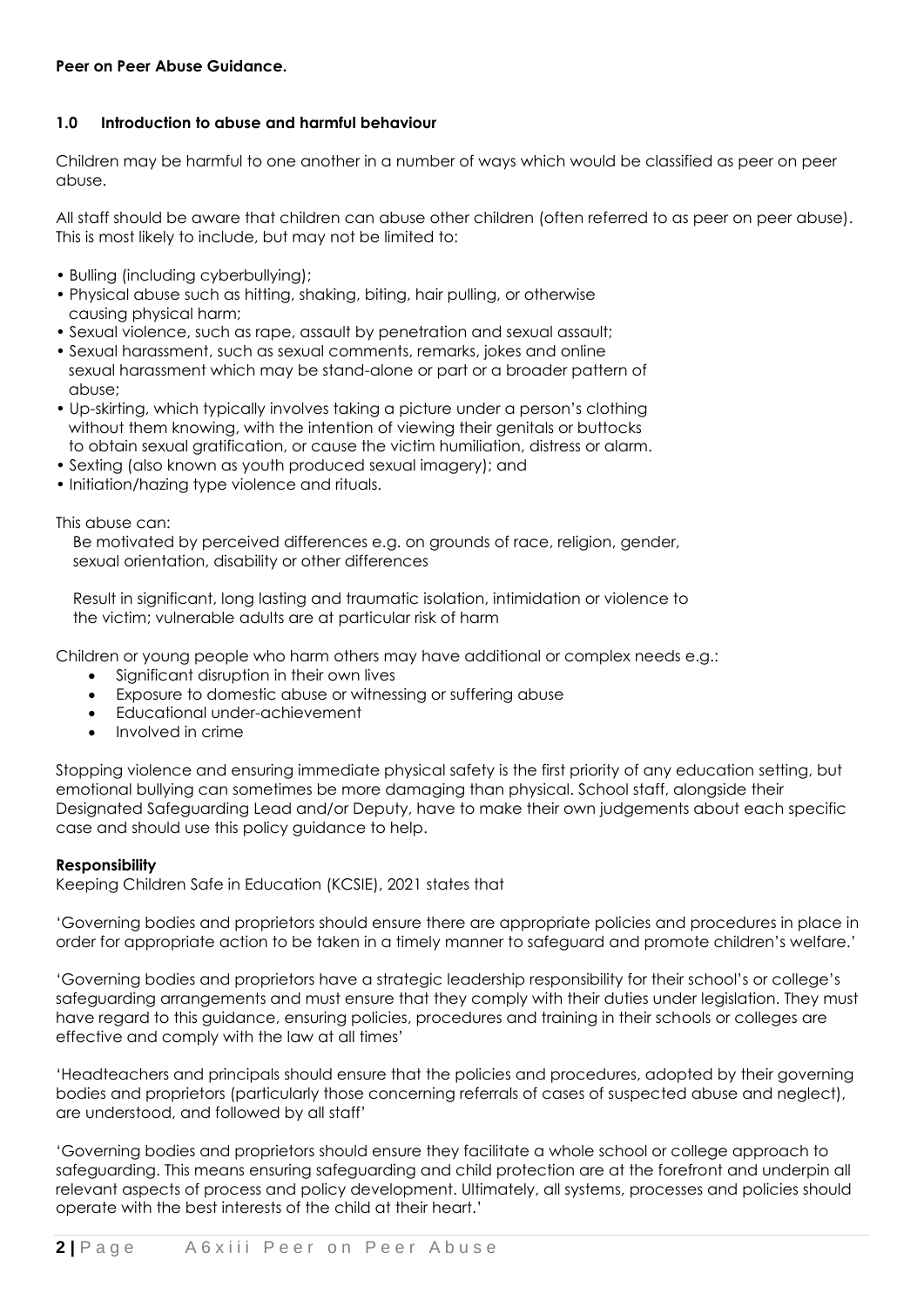**Peer on Peer Abuse Guidance.**

## 1.0 Introduction to abuse and harmful behaviour

Children may be harmful to one another in a number of ways which would be classified as peer on peer abuse.

All staff should be aware that children can abuse other children (often referred to as peer on peer abuse). This is most likely to include, but may not be limited to:

- Bulling (including cyberbullying);
- Physical abuse such as hitting, shaking, biting, hair pulling, or otherwise causing physical harm;
- Sexual violence, such as rape, assault by penetration and sexual assault;
- Sexual harassment, such as sexual comments, remarks, jokes and online sexual harassment which may be stand-alone or part or a broader pattern of abuse;
- Up-skirting, which typically involves taking a picture under a person's clothing without them knowing, with the intention of viewing their genitals or buttocks to obtain sexual gratification, or cause the victim humiliation, distress or alarm.
- Sexting (also known as youth produced sexual imagery); and
- Initiation/hazing type violence and rituals.

This abuse can:

Be motivated by perceived differences e.g. on grounds of race, religion, gender, sexual orientation, disability or other differences

Result in significant, long lasting and traumatic isolation, intimidation or violence to the victim; vulnerable adults are at particular risk of harm

Children or young people who harm others may have additional or complex needs e.g.:

- Significant disruption in their own lives
- Exposure to domestic abuse or witnessing or suffering abuse
- Educational under-achievement
- Involved in crime

Stopping violence and ensuring immediate physical safety is the first priority of any education setting, but emotional bullying can sometimes be more damaging than physical. School staff, alongside their Designated Safeguarding Lead and/or Deputy, have to make their own judgements about each specific case and should use this policy guidance to help.

**Responsibility**

Keeping Children Safe in Education (KCSIE), 2021 states that

'Governing bodies and proprietors should ensure there are appropriate policies and procedures in place in order for appropriate action to be taken in a timely manner to safeguard and promote children's welfare.'

'Governing bodies and proprietors have a strategic leadership responsibility for their school's or college's safeguarding arrangements and must ensure that they comply with their duties under legislation. They must have regard to this guidance, ensuring policies, procedures and training in their schools or colleges are effective and comply with the law at all times'

'Headteachers and principals should ensure that the policies and procedures, adopted by their governing bodies and proprietors (particularly those concerning referrals of cases of suspected abuse and neglect), are understood, and followed by all staff'

'Governing bodies and proprietors should ensure they facilitate a whole school or college approach to safeguarding. This means ensuring safeguarding and child protection are at the forefront and underpin all relevant aspects of process and policy development. Ultimately, all systems, processes and policies should operate with the best interests of the child at their heart.'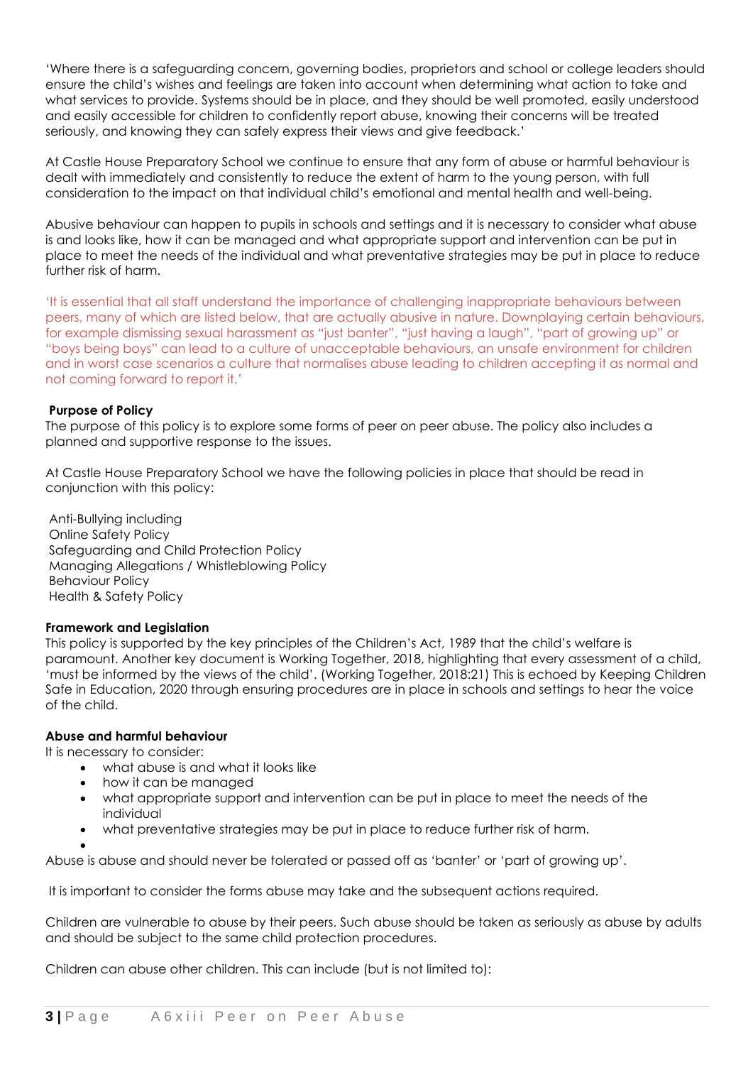'Where there is a safeguarding concern, governing bodies, proprietors and school or college leaders should ensure the child's wishes and feelings are taken into account when determining what action to take and what services to provide. Systems should be in place, and they should be well promoted, easily understood and easily accessible for children to confidently report abuse, knowing their concerns will be treated seriously, and knowing they can safely express their views and give feedback.'

At Castle House Preparatory School we continue to ensure that any form of abuse or harmful behaviour is dealt with immediately and consistently to reduce the extent of harm to the young person, with full consideration to the impact on that individual child's emotional and mental health and well-being.

Abusive behaviour can happen to pupils in schools and settings and it is necessary to consider what abuse is and looks like, how it can be managed and what appropriate support and intervention can be put in place to meet the needs of the individual and what preventative strategies may be put in place to reduce further risk of harm.

'It is essential that all staff understand the importance of challenging inappropriate behaviours between peers, many of which are listed below, that are actually abusive in nature. Downplaying certain behaviours, for example dismissing sexual harassment as "just banter", "just having a laugh", "part of growing up" or "boys being boys" can lead to a culture of unacceptable behaviours, an unsafe environment for children and in worst case scenarios a culture that normalises abuse leading to children accepting it as normal and not coming forward to report it.'

**Purpose of Policy**

The purpose of this policy is to explore some forms of peer on peer abuse. The policy also includes a planned and supportive response to the issues.

At Castle House Preparatory School we have the following policies in place that should be read in conjunction with this policy:

Anti-Bullying including
Online Safety Policy
Safeguarding and Child Protection Policy
Managing Allegations / Whistleblowing Policy
Behaviour Policy
Health & Safety Policy

**Framework and Legislation**

This policy is supported by the key principles of the Children's Act, 1989 that the child's welfare is paramount. Another key document is Working Together, 2018, highlighting that every assessment of a child, 'must be informed by the views of the child'. (Working Together, 2018:21) This is echoed by Keeping Children Safe in Education, 2020 through ensuring procedures are in place in schools and settings to hear the voice of the child.

**Abuse and harmful behaviour**

It is necessary to consider:

- what abuse is and what it looks like
- how it can be managed
- what appropriate support and intervention can be put in place to meet the needs of the individual
- what preventative strategies may be put in place to reduce further risk of harm.

Abuse is abuse and should never be tolerated or passed off as 'banter' or 'part of growing up'.

It is important to consider the forms abuse may take and the subsequent actions required.

Children are vulnerable to abuse by their peers. Such abuse should be taken as seriously as abuse by adults and should be subject to the same child protection procedures.

Children can abuse other children. This can include (but is not limited to):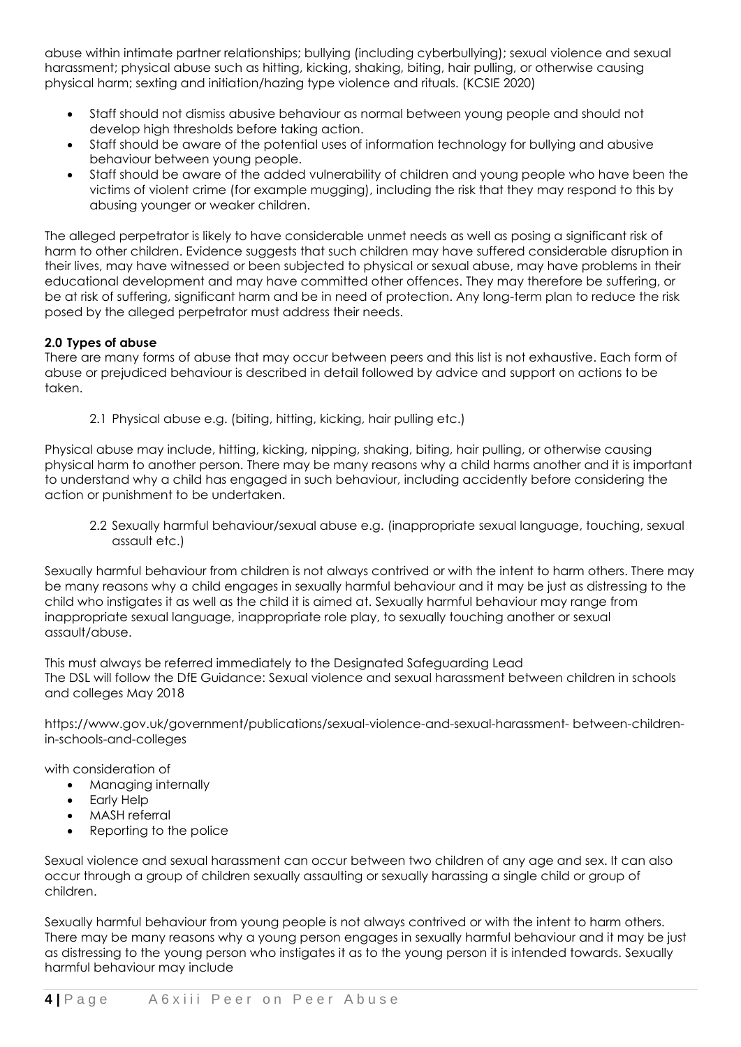abuse within intimate partner relationships; bullying (including cyberbullying); sexual violence and sexual harassment; physical abuse such as hitting, kicking, shaking, biting, hair pulling, or otherwise causing physical harm; sexting and initiation/hazing type violence and rituals. (KCSIE 2020)

- Staff should not dismiss abusive behaviour as normal between young people and should not develop high thresholds before taking action.
- Staff should be aware of the potential uses of information technology for bullying and abusive behaviour between young people.
- Staff should be aware of the added vulnerability of children and young people who have been the victims of violent crime (for example mugging), including the risk that they may respond to this by abusing younger or weaker children.

The alleged perpetrator is likely to have considerable unmet needs as well as posing a significant risk of harm to other children. Evidence suggests that such children may have suffered considerable disruption in their lives, may have witnessed or been subjected to physical or sexual abuse, may have problems in their educational development and may have committed other offences. They may therefore be suffering, or be at risk of suffering, significant harm and be in need of protection. Any long-term plan to reduce the risk posed by the alleged perpetrator must address their needs.

**2.0 Types of abuse**

There are many forms of abuse that may occur between peers and this list is not exhaustive. Each form of abuse or prejudiced behaviour is described in detail followed by advice and support on actions to be taken.

2.1 Physical abuse e.g. (biting, hitting, kicking, hair pulling etc.)

Physical abuse may include, hitting, kicking, nipping, shaking, biting, hair pulling, or otherwise causing physical harm to another person. There may be many reasons why a child harms another and it is important to understand why a child has engaged in such behaviour, including accidently before considering the action or punishment to be undertaken.

2.2 Sexually harmful behaviour/sexual abuse e.g. (inappropriate sexual language, touching, sexual assault etc.)

Sexually harmful behaviour from children is not always contrived or with the intent to harm others. There may be many reasons why a child engages in sexually harmful behaviour and it may be just as distressing to the child who instigates it as well as the child it is aimed at. Sexually harmful behaviour may range from inappropriate sexual language, inappropriate role play, to sexually touching another or sexual assault/abuse.

This must always be referred immediately to the Designated Safeguarding Lead
The DSL will follow the DfE Guidance: Sexual violence and sexual harassment between children in schools and colleges May 2018

https://www.gov.uk/government/publications/sexual-violence-and-sexual-harassment- between-children-in-schools-and-colleges

with consideration of

- Managing internally
- Early Help
- MASH referral
- Reporting to the police

Sexual violence and sexual harassment can occur between two children of any age and sex. It can also occur through a group of children sexually assaulting or sexually harassing a single child or group of children.

Sexually harmful behaviour from young people is not always contrived or with the intent to harm others. There may be many reasons why a young person engages in sexually harmful behaviour and it may be just as distressing to the young person who instigates it as to the young person it is intended towards. Sexually harmful behaviour may include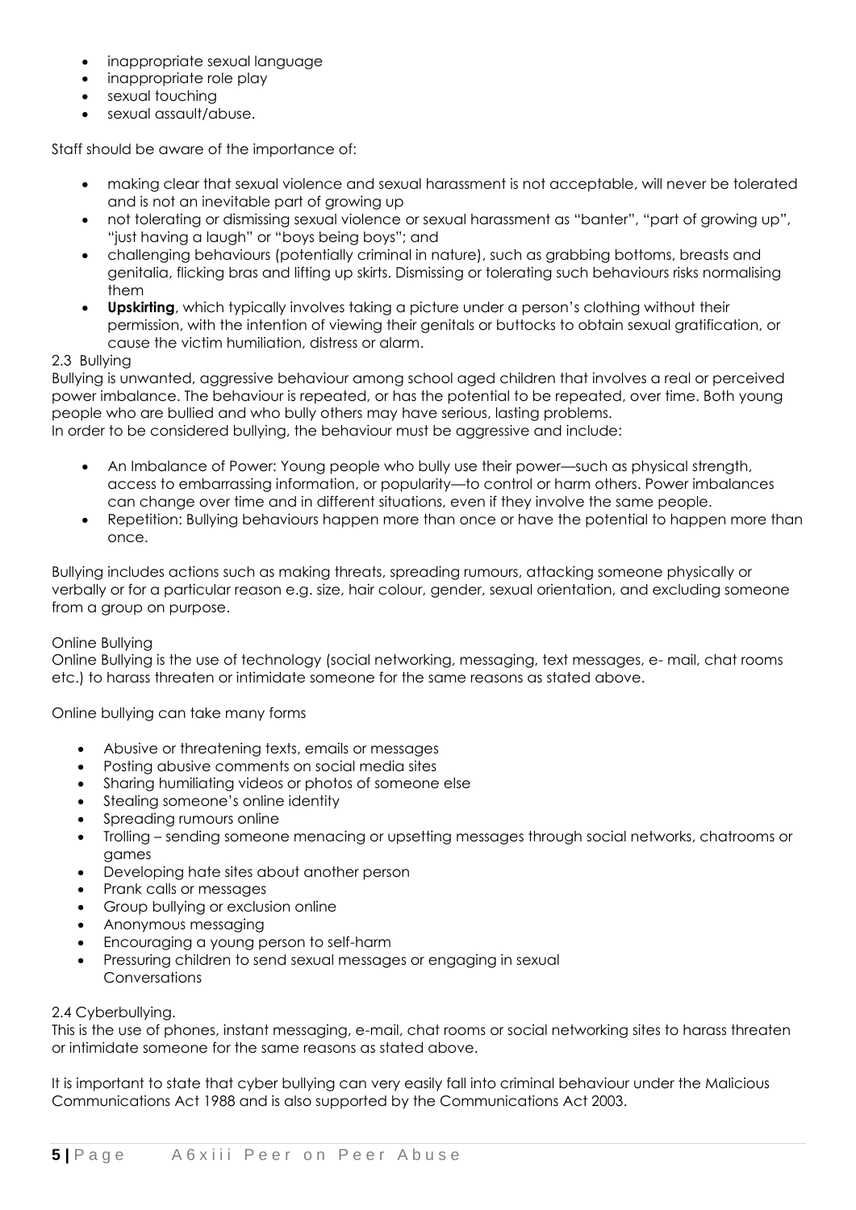- inappropriate sexual language
- inappropriate role play
- sexual touching
- sexual assault/abuse.

Staff should be aware of the importance of:

- making clear that sexual violence and sexual harassment is not acceptable, will never be tolerated and is not an inevitable part of growing up
- not tolerating or dismissing sexual violence or sexual harassment as "banter", "part of growing up", "just having a laugh" or "boys being boys"; and
- challenging behaviours (potentially criminal in nature), such as grabbing bottoms, breasts and genitalia, flicking bras and lifting up skirts. Dismissing or tolerating such behaviours risks normalising them
- **Upskirting**, which typically involves taking a picture under a person's clothing without their permission, with the intention of viewing their genitals or buttocks to obtain sexual gratification, or cause the victim humiliation, distress or alarm.

### 2.3 Bullying

Bullying is unwanted, aggressive behaviour among school aged children that involves a real or perceived power imbalance. The behaviour is repeated, or has the potential to be repeated, over time. Both young people who are bullied and who bully others may have serious, lasting problems.
In order to be considered bullying, the behaviour must be aggressive and include:

- An Imbalance of Power: Young people who bully use their power—such as physical strength, access to embarrassing information, or popularity—to control or harm others. Power imbalances can change over time and in different situations, even if they involve the same people.
- Repetition: Bullying behaviours happen more than once or have the potential to happen more than once.

Bullying includes actions such as making threats, spreading rumours, attacking someone physically or verbally or for a particular reason e.g. size, hair colour, gender, sexual orientation, and excluding someone from a group on purpose.

Online Bullying

Online Bullying is the use of technology (social networking, messaging, text messages, e- mail, chat rooms etc.) to harass threaten or intimidate someone for the same reasons as stated above.

Online bullying can take many forms

- Abusive or threatening texts, emails or messages
- Posting abusive comments on social media sites
- Sharing humiliating videos or photos of someone else
- Stealing someone's online identity
- Spreading rumours online
- Trolling – sending someone menacing or upsetting messages through social networks, chatrooms or games
- Developing hate sites about another person
- Prank calls or messages
- Group bullying or exclusion online
- Anonymous messaging
- Encouraging a young person to self-harm
- Pressuring children to send sexual messages or engaging in sexual Conversations

### 2.4 Cyberbullying.

This is the use of phones, instant messaging, e-mail, chat rooms or social networking sites to harass threaten or intimidate someone for the same reasons as stated above.

It is important to state that cyber bullying can very easily fall into criminal behaviour under the Malicious Communications Act 1988 and is also supported by the Communications Act 2003.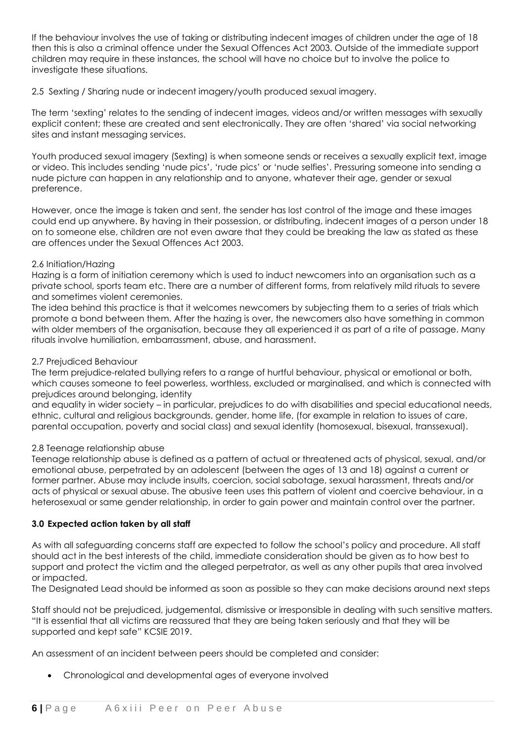If the behaviour involves the use of taking or distributing indecent images of children under the age of 18 then this is also a criminal offence under the Sexual Offences Act 2003. Outside of the immediate support children may require in these instances, the school will have no choice but to involve the police to investigate these situations.

2.5 Sexting / Sharing nude or indecent imagery/youth produced sexual imagery.

The term 'sexting' relates to the sending of indecent images, videos and/or written messages with sexually explicit content; these are created and sent electronically. They are often 'shared' via social networking sites and instant messaging services.

Youth produced sexual imagery (Sexting) is when someone sends or receives a sexually explicit text, image or video. This includes sending 'nude pics', 'rude pics' or 'nude selfies'. Pressuring someone into sending a nude picture can happen in any relationship and to anyone, whatever their age, gender or sexual preference.

However, once the image is taken and sent, the sender has lost control of the image and these images could end up anywhere. By having in their possession, or distributing, indecent images of a person under 18 on to someone else, children are not even aware that they could be breaking the law as stated as these are offences under the Sexual Offences Act 2003.

2.6 Initiation/Hazing
Hazing is a form of initiation ceremony which is used to induct newcomers into an organisation such as a private school, sports team etc. There are a number of different forms, from relatively mild rituals to severe and sometimes violent ceremonies.
The idea behind this practice is that it welcomes newcomers by subjecting them to a series of trials which promote a bond between them. After the hazing is over, the newcomers also have something in common with older members of the organisation, because they all experienced it as part of a rite of passage. Many rituals involve humiliation, embarrassment, abuse, and harassment.

2.7 Prejudiced Behaviour
The term prejudice-related bullying refers to a range of hurtful behaviour, physical or emotional or both, which causes someone to feel powerless, worthless, excluded or marginalised, and which is connected with prejudices around belonging, identity
and equality in wider society – in particular, prejudices to do with disabilities and special educational needs, ethnic, cultural and religious backgrounds, gender, home life, (for example in relation to issues of care, parental occupation, poverty and social class) and sexual identity (homosexual, bisexual, transsexual).

2.8 Teenage relationship abuse
Teenage relationship abuse is defined as a pattern of actual or threatened acts of physical, sexual, and/or emotional abuse, perpetrated by an adolescent (between the ages of 13 and 18) against a current or former partner. Abuse may include insults, coercion, social sabotage, sexual harassment, threats and/or acts of physical or sexual abuse. The abusive teen uses this pattern of violent and coercive behaviour, in a heterosexual or same gender relationship, in order to gain power and maintain control over the partner.

**3.0 Expected action taken by all staff**

As with all safeguarding concerns staff are expected to follow the school's policy and procedure. All staff should act in the best interests of the child, immediate consideration should be given as to how best to support and protect the victim and the alleged perpetrator, as well as any other pupils that area involved or impacted.
The Designated Lead should be informed as soon as possible so they can make decisions around next steps

Staff should not be prejudiced, judgemental, dismissive or irresponsible in dealing with such sensitive matters. "It is essential that all victims are reassured that they are being taken seriously and that they will be supported and kept safe" KCSIE 2019.

An assessment of an incident between peers should be completed and consider:

- Chronological and developmental ages of everyone involved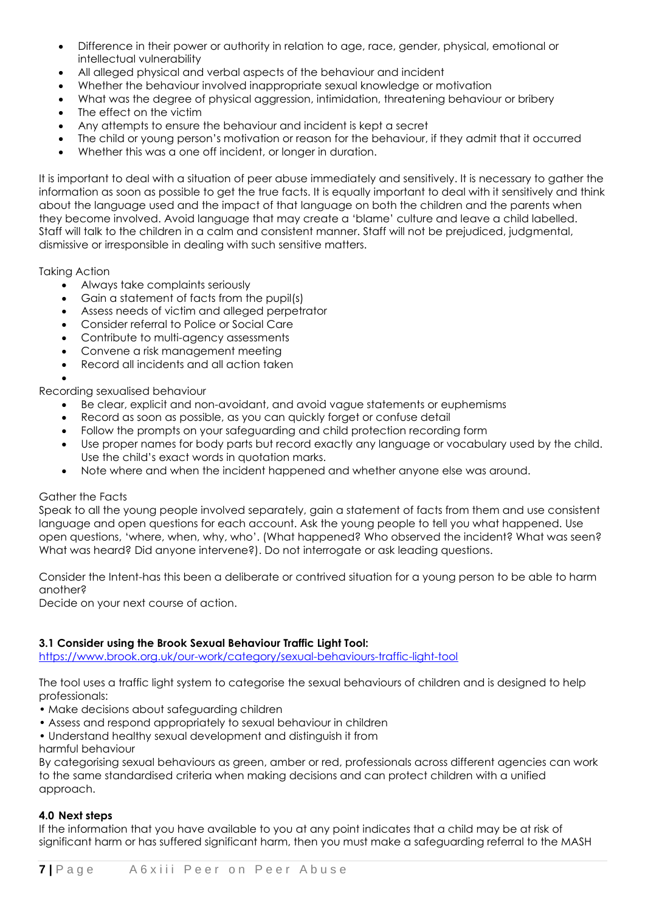- Difference in their power or authority in relation to age, race, gender, physical, emotional or intellectual vulnerability
- All alleged physical and verbal aspects of the behaviour and incident
- Whether the behaviour involved inappropriate sexual knowledge or motivation
- What was the degree of physical aggression, intimidation, threatening behaviour or bribery
- The effect on the victim
- Any attempts to ensure the behaviour and incident is kept a secret
- The child or young person's motivation or reason for the behaviour, if they admit that it occurred
- Whether this was a one off incident, or longer in duration.

It is important to deal with a situation of peer abuse immediately and sensitively. It is necessary to gather the information as soon as possible to get the true facts. It is equally important to deal with it sensitively and think about the language used and the impact of that language on both the children and the parents when they become involved. Avoid language that may create a 'blame' culture and leave a child labelled. Staff will talk to the children in a calm and consistent manner. Staff will not be prejudiced, judgmental, dismissive or irresponsible in dealing with such sensitive matters.

Taking Action

- Always take complaints seriously
- Gain a statement of facts from the pupil(s)
- Assess needs of victim and alleged perpetrator
- Consider referral to Police or Social Care
- Contribute to multi-agency assessments
- Convene a risk management meeting
- Record all incidents and all action taken

Recording sexualised behaviour

- Be clear, explicit and non-avoidant, and avoid vague statements or euphemisms
- Record as soon as possible, as you can quickly forget or confuse detail
- Follow the prompts on your safeguarding and child protection recording form
- Use proper names for body parts but record exactly any language or vocabulary used by the child. Use the child's exact words in quotation marks.
- Note where and when the incident happened and whether anyone else was around.

Gather the Facts

Speak to all the young people involved separately, gain a statement of facts from them and use consistent language and open questions for each account. Ask the young people to tell you what happened. Use open questions, 'where, when, why, who'. (What happened? Who observed the incident? What was seen? What was heard? Did anyone intervene?). Do not interrogate or ask leading questions.

Consider the Intent-has this been a deliberate or contrived situation for a young person to be able to harm another?

Decide on your next course of action.

**3.1 Consider using the Brook Sexual Behaviour Traffic Light Tool:**

https://www.brook.org.uk/our-work/category/sexual-behaviours-traffic-light-tool

The tool uses a traffic light system to categorise the sexual behaviours of children and is designed to help professionals:

- Make decisions about safeguarding children
- Assess and respond appropriately to sexual behaviour in children
- Understand healthy sexual development and distinguish it from harmful behaviour

By categorising sexual behaviours as green, amber or red, professionals across different agencies can work to the same standardised criteria when making decisions and can protect children with a unified approach.

**4.0 Next steps**

If the information that you have available to you at any point indicates that a child may be at risk of significant harm or has suffered significant harm, then you must make a safeguarding referral to the MASH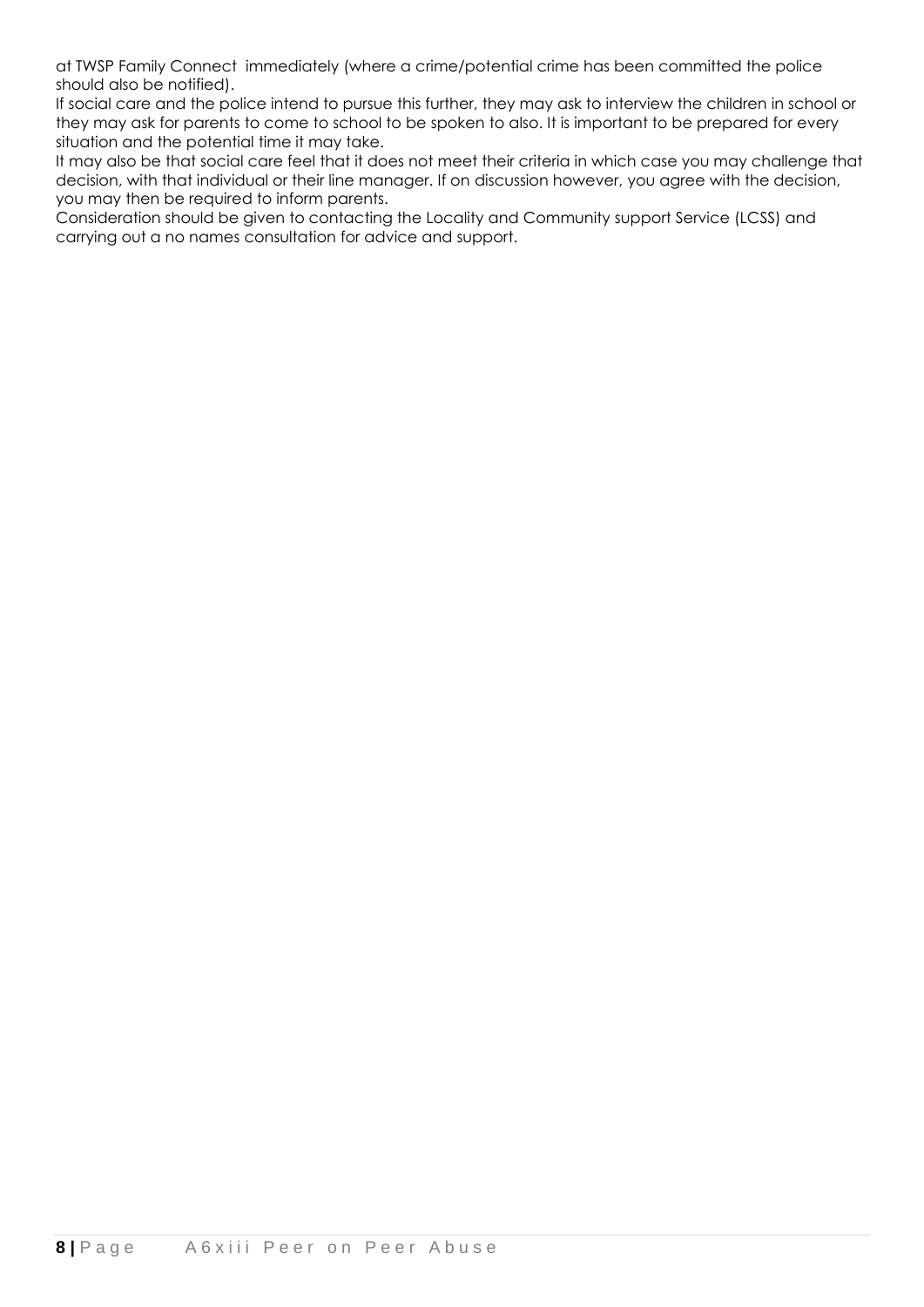at TWSP Family Connect immediately (where a crime/potential crime has been committed the police should also be notified).

If social care and the police intend to pursue this further, they may ask to interview the children in school or they may ask for parents to come to school to be spoken to also. It is important to be prepared for every situation and the potential time it may take.

It may also be that social care feel that it does not meet their criteria in which case you may challenge that decision, with that individual or their line manager. If on discussion however, you agree with the decision, you may then be required to inform parents.

Consideration should be given to contacting the Locality and Community support Service (LCSS) and carrying out a no names consultation for advice and support.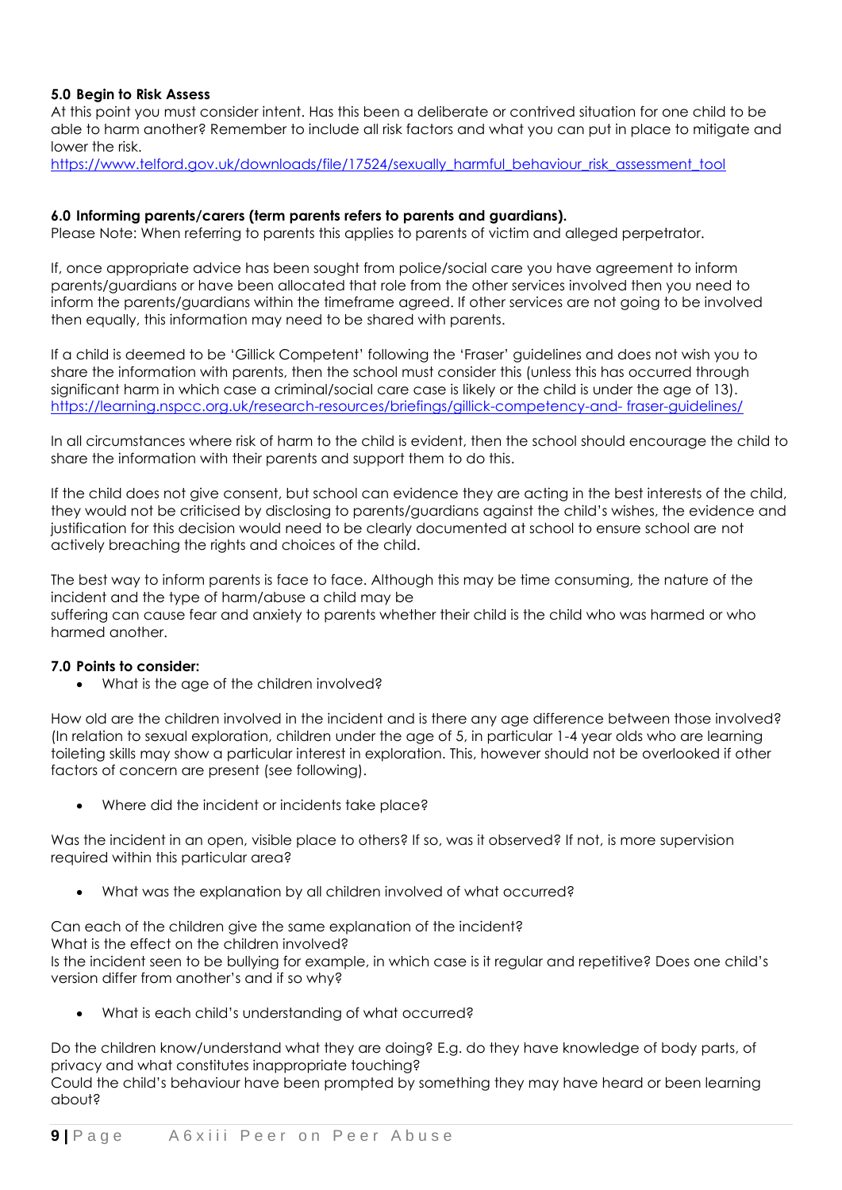### 5.0 Begin to Risk Assess

At this point you must consider intent. Has this been a deliberate or contrived situation for one child to be able to harm another? Remember to include all risk factors and what you can put in place to mitigate and lower the risk.
https://www.telford.gov.uk/downloads/file/17524/sexually_harmful_behaviour_risk_assessment_tool

### 6.0 Informing parents/carers (term parents refers to parents and guardians).

Please Note: When referring to parents this applies to parents of victim and alleged perpetrator.

If, once appropriate advice has been sought from police/social care you have agreement to inform parents/guardians or have been allocated that role from the other services involved then you need to inform the parents/guardians within the timeframe agreed. If other services are not going to be involved then equally, this information may need to be shared with parents.

If a child is deemed to be 'Gillick Competent' following the 'Fraser' guidelines and does not wish you to share the information with parents, then the school must consider this (unless this has occurred through significant harm in which case a criminal/social care case is likely or the child is under the age of 13).
https://learning.nspcc.org.uk/research-resources/briefings/gillick-competency-and- fraser-guidelines/

In all circumstances where risk of harm to the child is evident, then the school should encourage the child to share the information with their parents and support them to do this.

If the child does not give consent, but school can evidence they are acting in the best interests of the child, they would not be criticised by disclosing to parents/guardians against the child's wishes, the evidence and justification for this decision would need to be clearly documented at school to ensure school are not actively breaching the rights and choices of the child.

The best way to inform parents is face to face. Although this may be time consuming, the nature of the incident and the type of harm/abuse a child may be
suffering can cause fear and anxiety to parents whether their child is the child who was harmed or who harmed another.

### 7.0 Points to consider:

- What is the age of the children involved?

How old are the children involved in the incident and is there any age difference between those involved? (In relation to sexual exploration, children under the age of 5, in particular 1-4 year olds who are learning toileting skills may show a particular interest in exploration. This, however should not be overlooked if other factors of concern are present (see following).

- Where did the incident or incidents take place?

Was the incident in an open, visible place to others? If so, was it observed? If not, is more supervision required within this particular area?

- What was the explanation by all children involved of what occurred?

Can each of the children give the same explanation of the incident?
What is the effect on the children involved?
Is the incident seen to be bullying for example, in which case is it regular and repetitive? Does one child's version differ from another's and if so why?

- What is each child's understanding of what occurred?

Do the children know/understand what they are doing? E.g. do they have knowledge of body parts, of privacy and what constitutes inappropriate touching?
Could the child's behaviour have been prompted by something they may have heard or been learning about?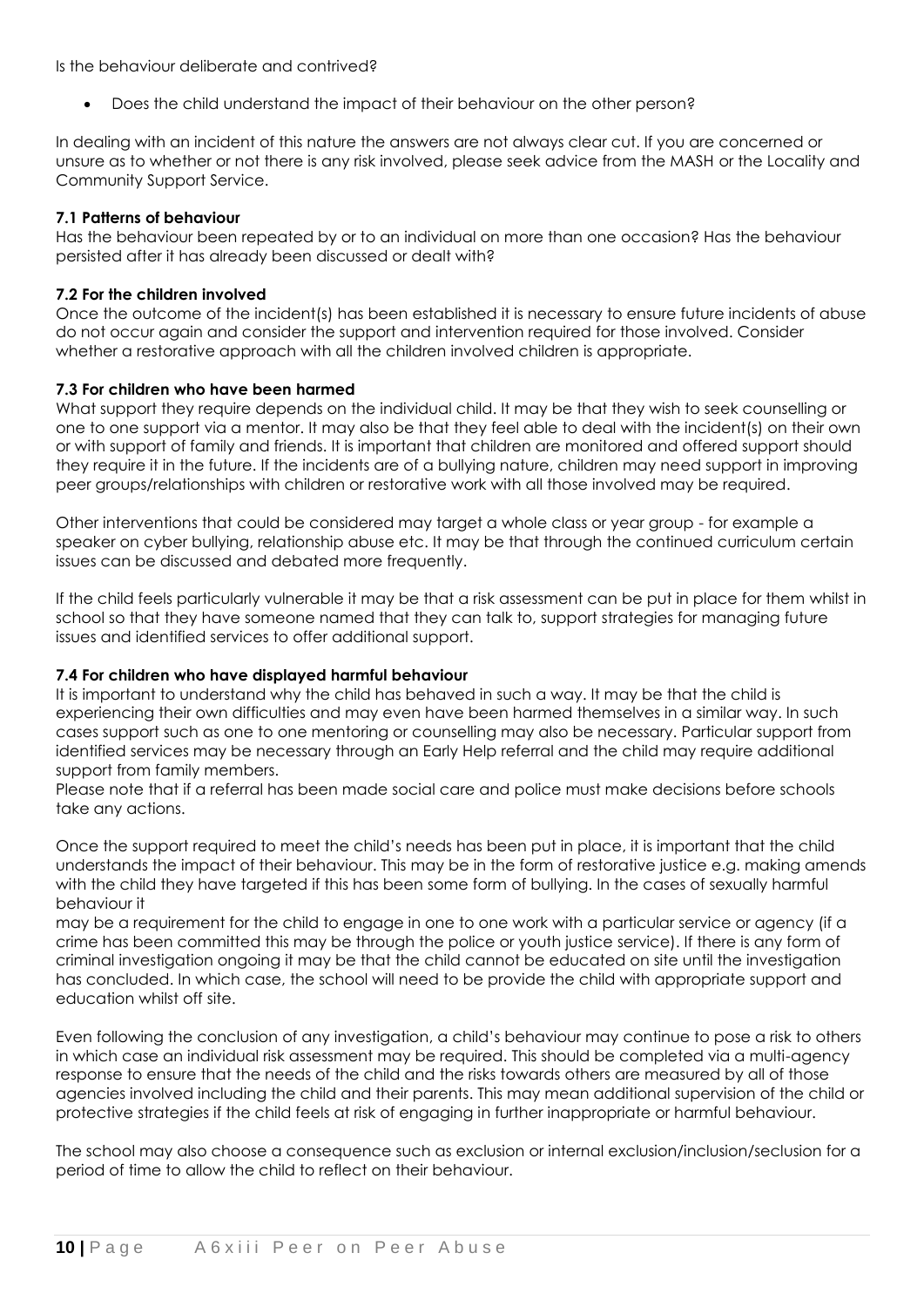Is the behaviour deliberate and contrived?

- Does the child understand the impact of their behaviour on the other person?

In dealing with an incident of this nature the answers are not always clear cut. If you are concerned or unsure as to whether or not there is any risk involved, please seek advice from the MASH or the Locality and Community Support Service.

**7.1 Patterns of behaviour**

Has the behaviour been repeated by or to an individual on more than one occasion? Has the behaviour persisted after it has already been discussed or dealt with?

**7.2 For the children involved**

Once the outcome of the incident(s) has been established it is necessary to ensure future incidents of abuse do not occur again and consider the support and intervention required for those involved. Consider whether a restorative approach with all the children involved children is appropriate.

**7.3 For children who have been harmed**

What support they require depends on the individual child. It may be that they wish to seek counselling or one to one support via a mentor. It may also be that they feel able to deal with the incident(s) on their own or with support of family and friends. It is important that children are monitored and offered support should they require it in the future. If the incidents are of a bullying nature, children may need support in improving peer groups/relationships with children or restorative work with all those involved may be required.

Other interventions that could be considered may target a whole class or year group - for example a speaker on cyber bullying, relationship abuse etc. It may be that through the continued curriculum certain issues can be discussed and debated more frequently.

If the child feels particularly vulnerable it may be that a risk assessment can be put in place for them whilst in school so that they have someone named that they can talk to, support strategies for managing future issues and identified services to offer additional support.

**7.4 For children who have displayed harmful behaviour**

It is important to understand why the child has behaved in such a way. It may be that the child is experiencing their own difficulties and may even have been harmed themselves in a similar way. In such cases support such as one to one mentoring or counselling may also be necessary. Particular support from identified services may be necessary through an Early Help referral and the child may require additional support from family members.

Please note that if a referral has been made social care and police must make decisions before schools take any actions.

Once the support required to meet the child's needs has been put in place, it is important that the child understands the impact of their behaviour. This may be in the form of restorative justice e.g. making amends with the child they have targeted if this has been some form of bullying. In the cases of sexually harmful behaviour it may be a requirement for the child to engage in one to one work with a particular service or agency (if a crime has been committed this may be through the police or youth justice service). If there is any form of criminal investigation ongoing it may be that the child cannot be educated on site until the investigation has concluded. In which case, the school will need to be provide the child with appropriate support and education whilst off site.

Even following the conclusion of any investigation, a child's behaviour may continue to pose a risk to others in which case an individual risk assessment may be required. This should be completed via a multi-agency response to ensure that the needs of the child and the risks towards others are measured by all of those agencies involved including the child and their parents. This may mean additional supervision of the child or protective strategies if the child feels at risk of engaging in further inappropriate or harmful behaviour.

The school may also choose a consequence such as exclusion or internal exclusion/inclusion/seclusion for a period of time to allow the child to reflect on their behaviour.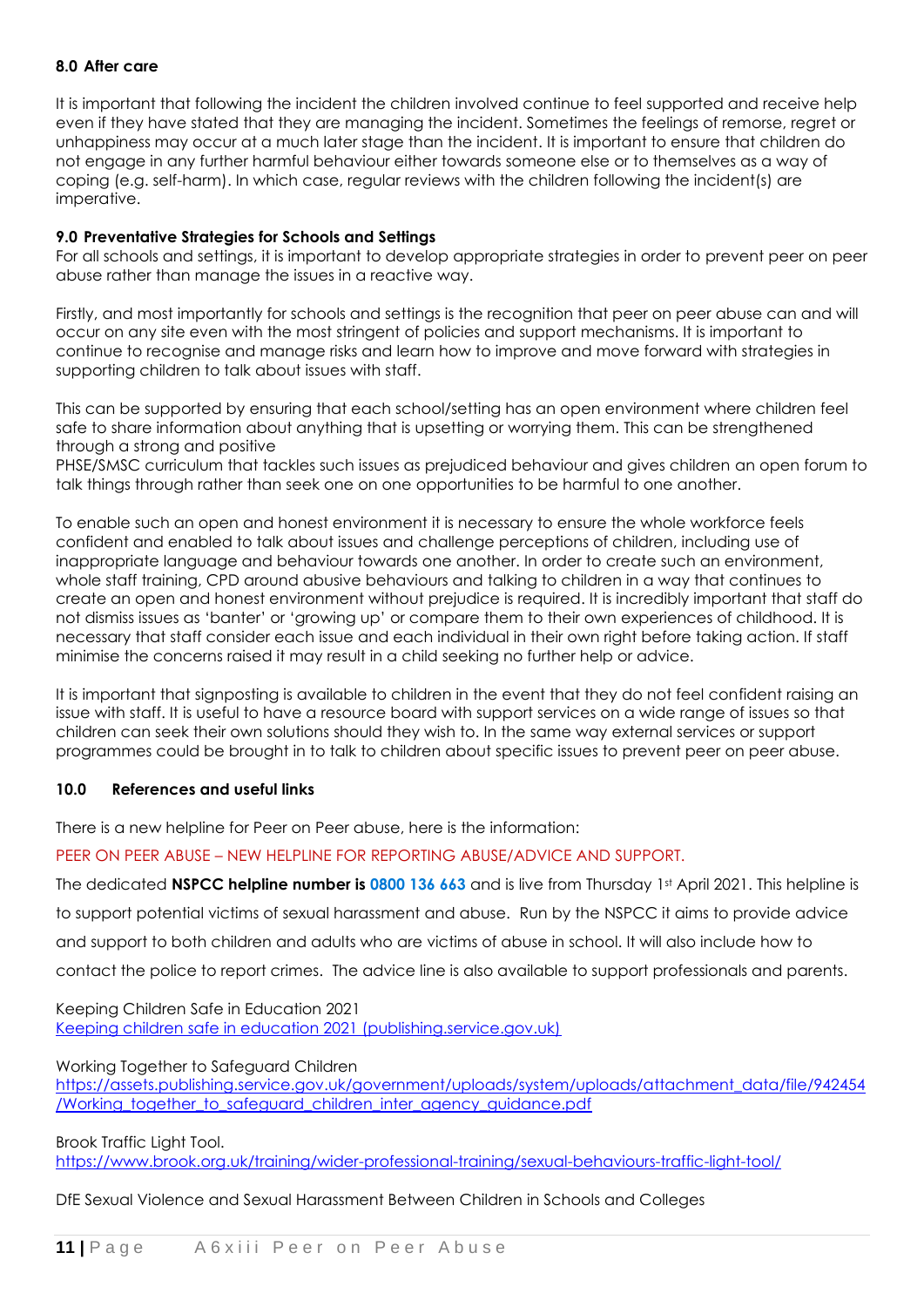### 8.0 After care

It is important that following the incident the children involved continue to feel supported and receive help even if they have stated that they are managing the incident. Sometimes the feelings of remorse, regret or unhappiness may occur at a much later stage than the incident. It is important to ensure that children do not engage in any further harmful behaviour either towards someone else or to themselves as a way of coping (e.g. self-harm). In which case, regular reviews with the children following the incident(s) are imperative.

### 9.0 Preventative Strategies for Schools and Settings

For all schools and settings, it is important to develop appropriate strategies in order to prevent peer on peer abuse rather than manage the issues in a reactive way.

Firstly, and most importantly for schools and settings is the recognition that peer on peer abuse can and will occur on any site even with the most stringent of policies and support mechanisms. It is important to continue to recognise and manage risks and learn how to improve and move forward with strategies in supporting children to talk about issues with staff.

This can be supported by ensuring that each school/setting has an open environment where children feel safe to share information about anything that is upsetting or worrying them. This can be strengthened through a strong and positive
PHSE/SMSC curriculum that tackles such issues as prejudiced behaviour and gives children an open forum to talk things through rather than seek one on one opportunities to be harmful to one another.

To enable such an open and honest environment it is necessary to ensure the whole workforce feels confident and enabled to talk about issues and challenge perceptions of children, including use of inappropriate language and behaviour towards one another. In order to create such an environment, whole staff training, CPD around abusive behaviours and talking to children in a way that continues to create an open and honest environment without prejudice is required. It is incredibly important that staff do not dismiss issues as 'banter' or 'growing up' or compare them to their own experiences of childhood. It is necessary that staff consider each issue and each individual in their own right before taking action. If staff minimise the concerns raised it may result in a child seeking no further help or advice.

It is important that signposting is available to children in the event that they do not feel confident raising an issue with staff. It is useful to have a resource board with support services on a wide range of issues so that children can seek their own solutions should they wish to. In the same way external services or support programmes could be brought in to talk to children about specific issues to prevent peer on peer abuse.

### 10.0 References and useful links

There is a new helpline for Peer on Peer abuse, here is the information:

PEER ON PEER ABUSE – NEW HELPLINE FOR REPORTING ABUSE/ADVICE AND SUPPORT.

The dedicated **NSPCC helpline number is 0800 136 663** and is live from Thursday 1st April 2021. This helpline is to support potential victims of sexual harassment and abuse. Run by the NSPCC it aims to provide advice and support to both children and adults who are victims of abuse in school. It will also include how to contact the police to report crimes. The advice line is also available to support professionals and parents.

Keeping Children Safe in Education 2021
[Keeping children safe in education 2021 (publishing.service.gov.uk)]

Working Together to Safeguard Children
https://assets.publishing.service.gov.uk/government/uploads/system/uploads/attachment_data/file/942454/Working_together_to_safeguard_children_inter_agency_guidance.pdf

Brook Traffic Light Tool.
https://www.brook.org.uk/training/wider-professional-training/sexual-behaviours-traffic-light-tool/

DfE Sexual Violence and Sexual Harassment Between Children in Schools and Colleges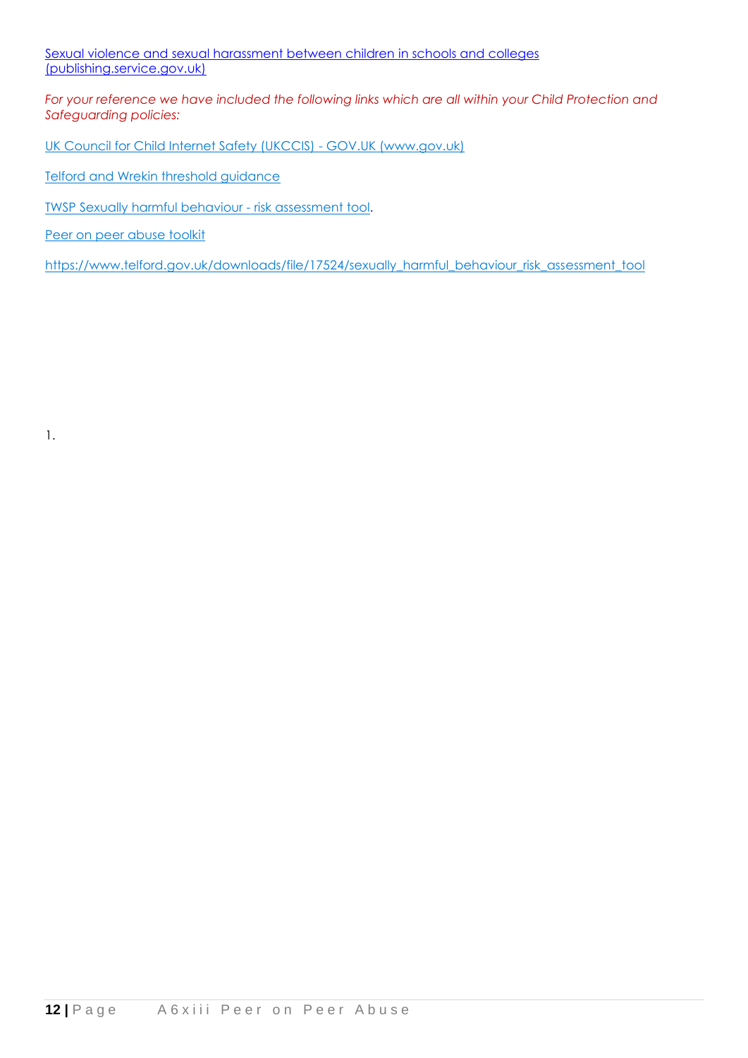Sexual violence and sexual harassment between children in schools and colleges (publishing.service.gov.uk)

*For your reference we have included the following links which are all within your Child Protection and Safeguarding policies:*

UK Council for Child Internet Safety (UKCCIS) - GOV.UK (www.gov.uk)

Telford and Wrekin threshold guidance

TWSP Sexually harmful behaviour - risk assessment tool.

Peer on peer abuse toolkit

https://www.telford.gov.uk/downloads/file/17524/sexually_harmful_behaviour_risk_assessment_tool

1.